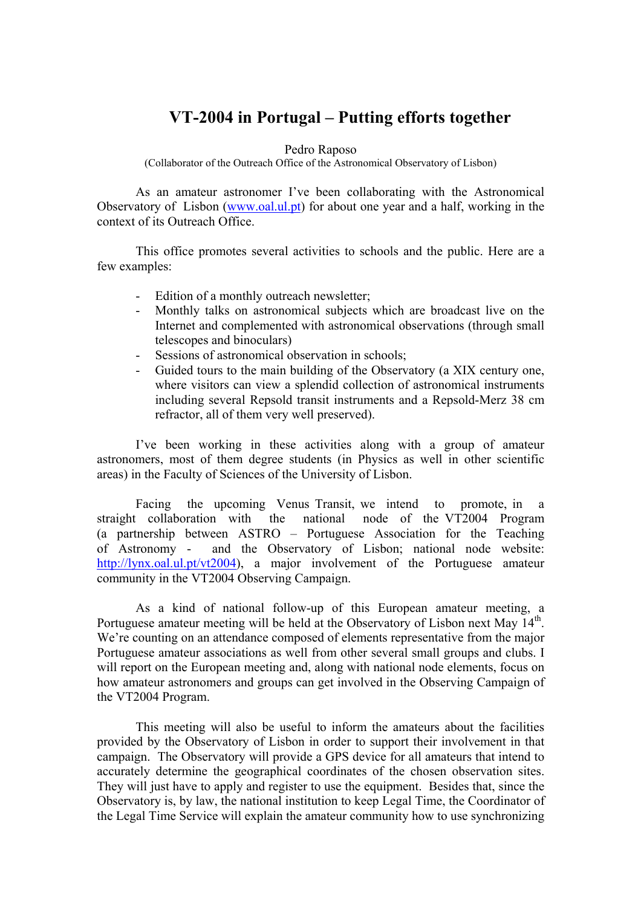# VT-2004 in Portugal – Putting efforts together

Pedro Raposo

(Collaborator of the Outreach Office of the Astronomical Observatory of Lisbon)

As an amateur astronomer I've been collaborating with the Astronomical Observatory of Lisbon (www.oal.ul.pt) for about one year and a half, working in the context of its Outreach Office.

This office promotes several activities to schools and the public. Here are a few examples:

- Edition of a monthly outreach newsletter;
- Monthly talks on astronomical subjects which are broadcast live on the Internet and complemented with astronomical observations (through small telescopes and binoculars)
- Sessions of astronomical observation in schools;
- Guided tours to the main building of the Observatory (a XIX century one, where visitors can view a splendid collection of astronomical instruments including several Repsold transit instruments and a Repsold-Merz 38 cm refractor, all of them very well preserved).

I've been working in these activities along with a group of amateur astronomers, most of them degree students (in Physics as well in other scientific areas) in the Faculty of Sciences of the University of Lisbon.

Facing the upcoming Venus Transit, we intend to promote, in a straight collaboration with the national node of the VT2004 Program (a partnership between ASTRO – Portuguese Association for the Teaching of Astronomy - and the Observatory of Lisbon; national node website: http://lynx.oal.ul.pt/vt2004), a major involvement of the Portuguese amateur community in the VT2004 Observing Campaign.

As a kind of national follow-up of this European amateur meeting, a Portuguese amateur meeting will be held at the Observatory of Lisbon next May 14th. We're counting on an attendance composed of elements representative from the major Portuguese amateur associations as well from other several small groups and clubs. I will report on the European meeting and, along with national node elements, focus on how amateur astronomers and groups can get involved in the Observing Campaign of the VT2004 Program.

This meeting will also be useful to inform the amateurs about the facilities provided by the Observatory of Lisbon in order to support their involvement in that campaign. The Observatory will provide a GPS device for all amateurs that intend to accurately determine the geographical coordinates of the chosen observation sites. They will just have to apply and register to use the equipment. Besides that, since the Observatory is, by law, the national institution to keep Legal Time, the Coordinator of the Legal Time Service will explain the amateur community how to use synchronizing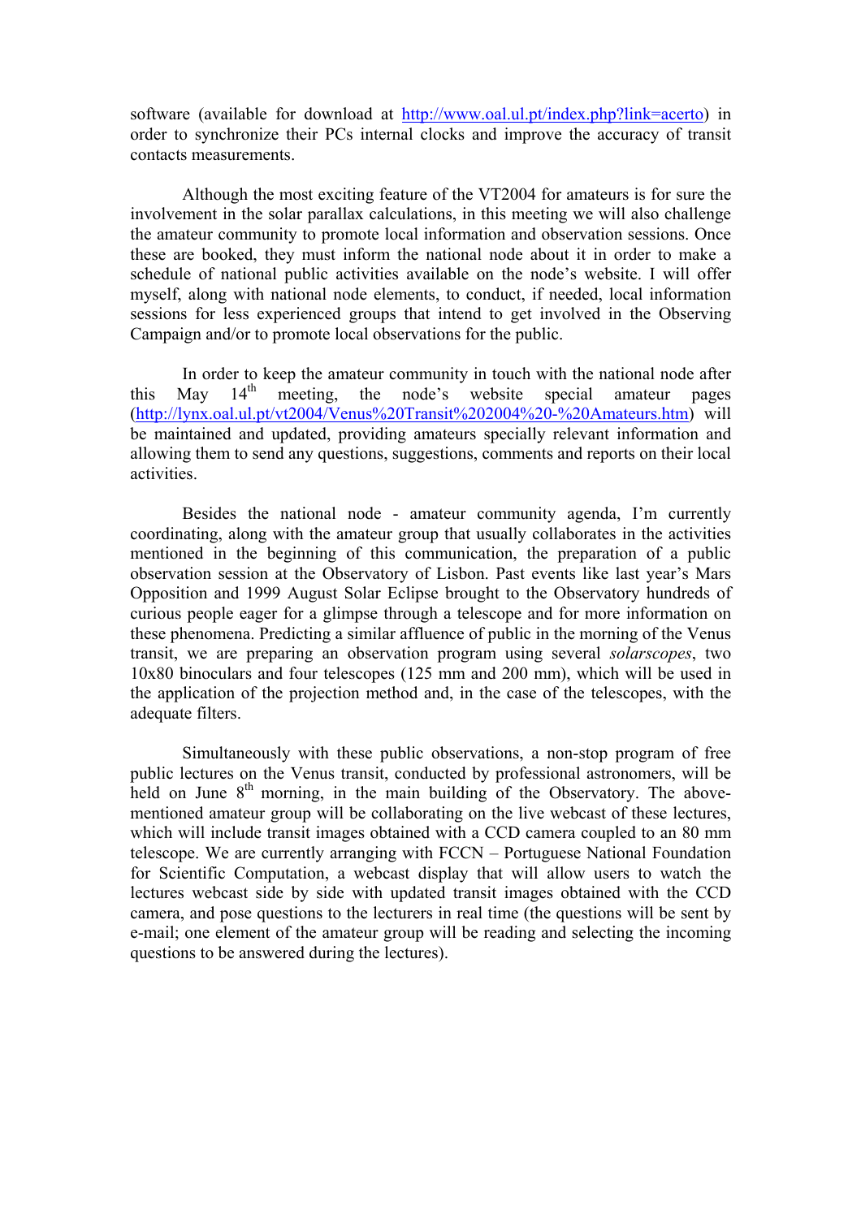software (available for download at http://www.oal.ul.pt/index.php?link=acerto) in order to synchronize their PCs internal clocks and improve the accuracy of transit contacts measurements.

Although the most exciting feature of the VT2004 for amateurs is for sure the involvement in the solar parallax calculations, in this meeting we will also challenge the amateur community to promote local information and observation sessions. Once these are booked, they must inform the national node about it in order to make a schedule of national public activities available on the node's website. I will offer myself, along with national node elements, to conduct, if needed, local information sessions for less experienced groups that intend to get involved in the Observing Campaign and/or to promote local observations for the public.

In order to keep the amateur community in touch with the national node after this May 14th meeting, the node's website special amateur pages (http://lynx.oal.ul.pt/vt2004/Venus%20Transit%202004%20-%20Amateurs.htm) will be maintained and updated, providing amateurs specially relevant information and allowing them to send any questions, suggestions, comments and reports on their local activities.

Besides the national node - amateur community agenda, I'm currently coordinating, along with the amateur group that usually collaborates in the activities mentioned in the beginning of this communication, the preparation of a public observation session at the Observatory of Lisbon. Past events like last year's Mars Opposition and 1999 August Solar Eclipse brought to the Observatory hundreds of curious people eager for a glimpse through a telescope and for more information on these phenomena. Predicting a similar affluence of public in the morning of the Venus transit, we are preparing an observation program using several *solarscopes*, two 10x80 binoculars and four telescopes (125 mm and 200 mm), which will be used in the application of the projection method and, in the case of the telescopes, with the adequate filters.

Simultaneously with these public observations, a non-stop program of free public lectures on the Venus transit, conducted by professional astronomers, will be held on June 8th morning, in the main building of the Observatory. The above-mentioned amateur group will be collaborating on the live webcast of these lectures, which will include transit images obtained with a CCD camera coupled to an 80 mm telescope. We are currently arranging with FCCN – Portuguese National Foundation for Scientific Computation, a webcast display that will allow users to watch the lectures webcast side by side with updated transit images obtained with the CCD camera, and pose questions to the lecturers in real time (the questions will be sent by e-mail; one element of the amateur group will be reading and selecting the incoming questions to be answered during the lectures).